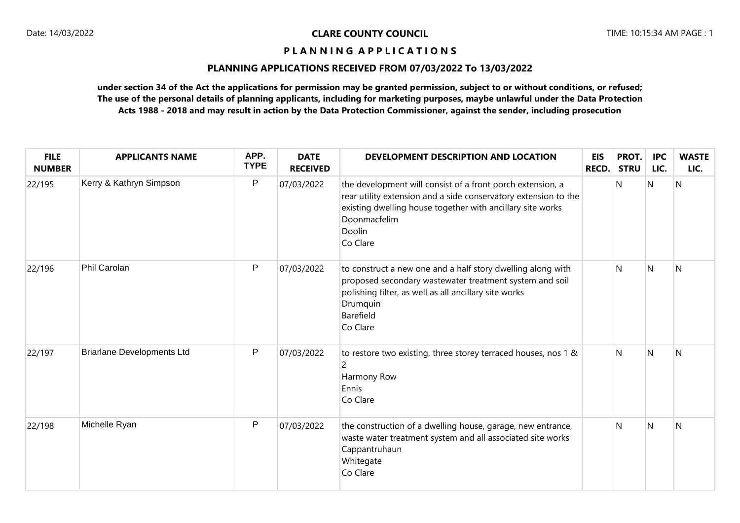**CLARE COUNTY COUNCIL**

**P L A N N I N G   A P P L I C A T I O N S**

**PLANNING APPLICATIONS RECEIVED FROM 07/03/2022 To 13/03/2022**

**under section 34 of the Act the applications for permission may be granted permission, subject to or without conditions, or refused; The use of the personal details of planning applicants, including for marketing purposes, maybe unlawful under the Data Protection Acts 1988 - 2018 and may result in action by the Data Protection Commissioner, against the sender, including prosecution**

| FILE NUMBER | APPLICANTS NAME | APP. TYPE | DATE RECEIVED | DEVELOPMENT DESCRIPTION AND LOCATION | EIS RECD. | PROT. STRU | IPC LIC. | WASTE LIC. |
|---|---|---|---|---|---|---|---|---|
| 22/195 | Kerry & Kathryn Simpson | P | 07/03/2022 | the development will consist of a front porch extension, a rear utility extension and a side conservatory extension to the existing dwelling house together with ancillary site works<br>Doonmacfelim<br>Doolin<br>Co Clare | | N | N | N |
| 22/196 | Phil Carolan | P | 07/03/2022 | to construct a new one and a half story dwelling along with proposed secondary wastewater treatment system and soil polishing filter, as well as all ancillary site works<br>Drumquin<br>Barefield<br>Co Clare | | N | N | N |
| 22/197 | Briarlane Developments Ltd | P | 07/03/2022 | to restore two existing, three storey terraced houses, nos 1 & 2<br>Harmony Row<br>Ennis<br>Co Clare | | N | N | N |
| 22/198 | Michelle Ryan | P | 07/03/2022 | the construction of a dwelling house, garage, new entrance, waste water treatment system and all associated site works<br>Cappantruhaun<br>Whitegate<br>Co Clare | | N | N | N |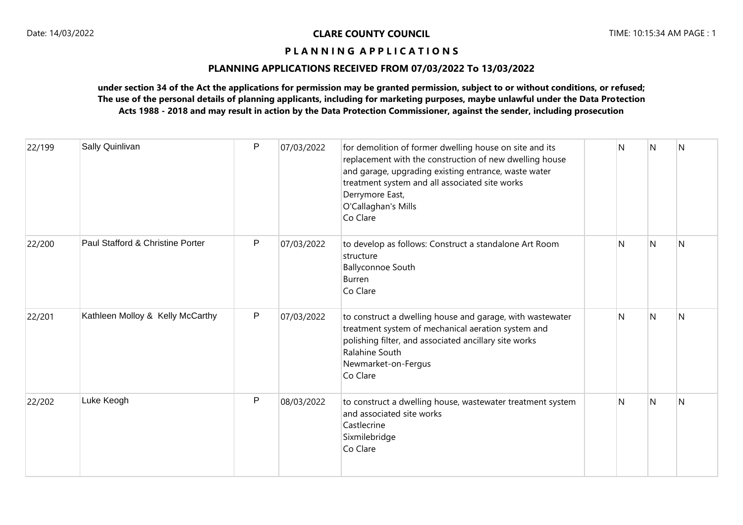**CLARE COUNTY COUNCIL**

**P L A N N I N G A P P L I C A T I O N S**

**PLANNING APPLICATIONS RECEIVED FROM 07/03/2022 To 13/03/2022**

**under section 34 of the Act the applications for permission may be granted permission, subject to or without conditions, or refused; The use of the personal details of planning applicants, including for marketing purposes, maybe unlawful under the Data Protection Acts 1988 - 2018 and may result in action by the Data Protection Commissioner, against the sender, including prosecution**

| | | | | | | | | |
|---|---|---|---|---|---|---|---|---|
| 22/199 | Sally Quinlivan | P | 07/03/2022 | for demolition of former dwelling house on site and its replacement with the construction of new dwelling house and garage, upgrading existing entrance, waste water treatment system and all associated site works Derrymore East, O'Callaghan's Mills Co Clare | | N | N | N |
| 22/200 | Paul Stafford & Christine Porter | P | 07/03/2022 | to develop as follows: Construct a standalone Art Room structure Ballyconnoe South Burren Co Clare | | N | N | N |
| 22/201 | Kathleen Molloy & Kelly McCarthy | P | 07/03/2022 | to construct a dwelling house and garage, with wastewater treatment system of mechanical aeration system and polishing filter, and associated ancillary site works Ralahine South Newmarket-on-Fergus Co Clare | | N | N | N |
| 22/202 | Luke Keogh | P | 08/03/2022 | to construct a dwelling house, wastewater treatment system and associated site works Castlecrine Sixmilebridge Co Clare | | N | N | N |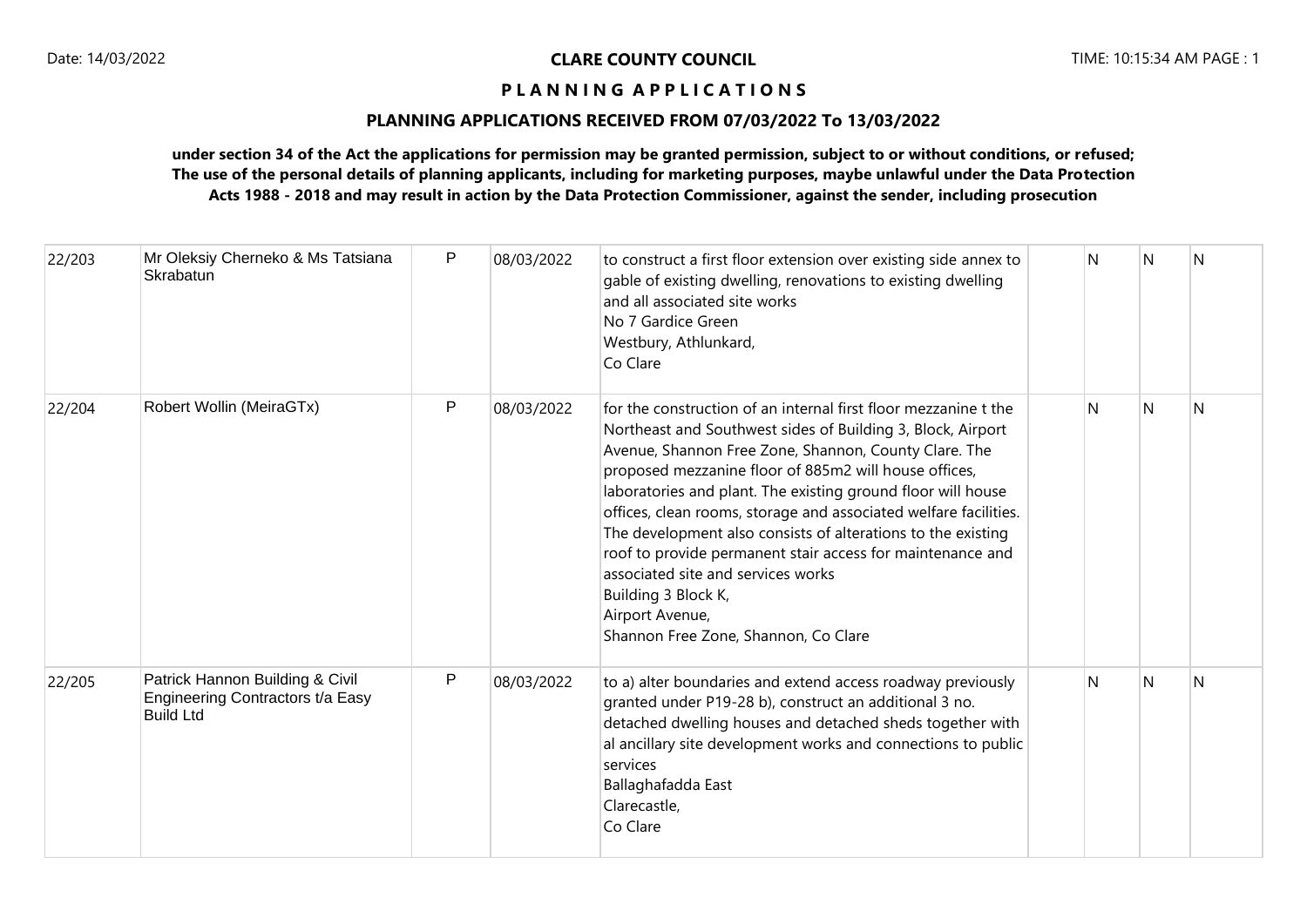# CLARE COUNTY COUNCIL

## P L A N N I N G A P P L I C A T I O N S

### PLANNING APPLICATIONS RECEIVED FROM 07/03/2022 To 13/03/2022

**under section 34 of the Act the applications for permission may be granted permission, subject to or without conditions, or refused; The use of the personal details of planning applicants, including for marketing purposes, maybe unlawful under the Data Protection Acts 1988 - 2018 and may result in action by the Data Protection Commissioner, against the sender, including prosecution**

| | | | | | | | | |
|---|---|---|---|---|---|---|---|---|
| 22/203 | Mr Oleksiy Cherneko & Ms Tatsiana Skrabatun | P | 08/03/2022 | to construct a first floor extension over existing side annex to gable of existing dwelling, renovations to existing dwelling and all associated site works<br>No 7 Gardice Green<br>Westbury, Athlunkard,<br>Co Clare | | N | N | N |
| 22/204 | Robert Wollin (MeiraGTx) | P | 08/03/2022 | for the construction of an internal first floor mezzanine t the Northeast and Southwest sides of Building 3, Block, Airport Avenue, Shannon Free Zone, Shannon, County Clare. The proposed mezzanine floor of 885m2 will house offices, laboratories and plant. The existing ground floor will house offices, clean rooms, storage and associated welfare facilities. The development also consists of alterations to the existing roof to provide permanent stair access for maintenance and associated site and services works<br>Building 3 Block K,<br>Airport Avenue,<br>Shannon Free Zone, Shannon, Co Clare | | N | N | N |
| 22/205 | Patrick Hannon Building & Civil Engineering Contractors t/a Easy Build Ltd | P | 08/03/2022 | to a) alter boundaries and extend access roadway previously granted under P19-28 b), construct an additional 3 no. detached dwelling houses and detached sheds together with al ancillary site development works and connections to public services<br>Ballaghafadda East<br>Clarecastle,<br>Co Clare | | N | N | N |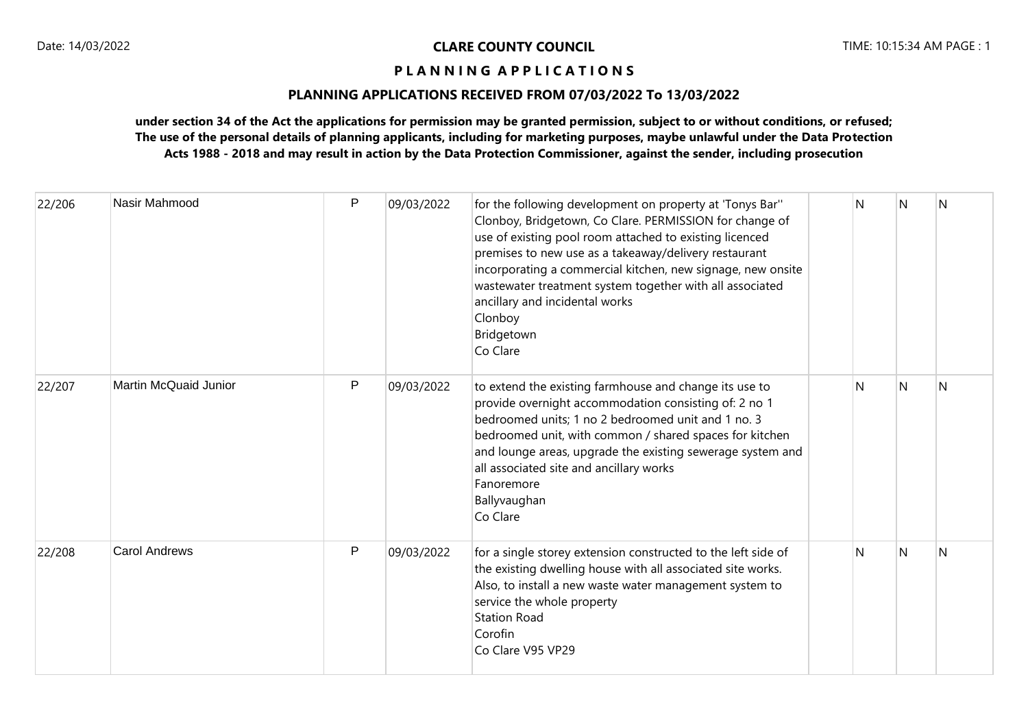**CLARE COUNTY COUNCIL**

**P L A N N I N G A P P L I C A T I O N S**

**PLANNING APPLICATIONS RECEIVED FROM 07/03/2022 To 13/03/2022**

**under section 34 of the Act the applications for permission may be granted permission, subject to or without conditions, or refused; The use of the personal details of planning applicants, including for marketing purposes, maybe unlawful under the Data Protection Acts 1988 - 2018 and may result in action by the Data Protection Commissioner, against the sender, including prosecution**

| | | | | | | | | |
|---|---|---|---|---|---|---|---|---|
| 22/206 | Nasir Mahmood | P | 09/03/2022 | for the following development on property at 'Tonys Bar'' Clonboy, Bridgetown, Co Clare. PERMISSION for change of use of existing pool room attached to existing licenced premises to new use as a takeaway/delivery restaurant incorporating a commercial kitchen, new signage, new onsite wastewater treatment system together with all associated ancillary and incidental works<br>Clonboy<br>Bridgetown<br>Co Clare | | N | N | N |
| 22/207 | Martin McQuaid Junior | P | 09/03/2022 | to extend the existing farmhouse and change its use to provide overnight accommodation consisting of: 2 no 1 bedroomed units; 1 no 2 bedroomed unit and 1 no. 3 bedroomed unit, with common / shared spaces for kitchen and lounge areas, upgrade the existing sewerage system and all associated site and ancillary works<br>Fanoremore<br>Ballyvaughan<br>Co Clare | | N | N | N |
| 22/208 | Carol Andrews | P | 09/03/2022 | for a single storey extension constructed to the left side of the existing dwelling house with all associated site works. Also, to install a new waste water management system to service the whole property<br>Station Road<br>Corofin<br>Co Clare V95 VP29 | | N | N | N |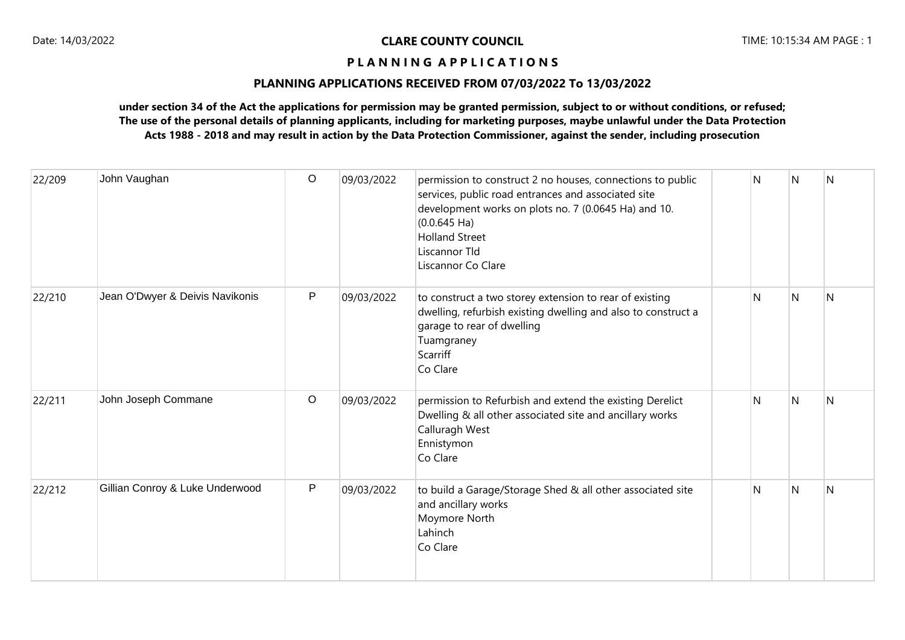**CLARE COUNTY COUNCIL**

**P L A N N I N G A P P L I C A T I O N S**

**PLANNING APPLICATIONS RECEIVED FROM 07/03/2022 To 13/03/2022**

**under section 34 of the Act the applications for permission may be granted permission, subject to or without conditions, or refused; The use of the personal details of planning applicants, including for marketing purposes, maybe unlawful under the Data Protection Acts 1988 - 2018 and may result in action by the Data Protection Commissioner, against the sender, including prosecution**

| | | | | | | | | |
|---|---|---|---|---|---|---|---|---|
| 22/209 | John Vaughan | O | 09/03/2022 | permission to construct 2 no houses, connections to public services, public road entrances and associated site development works on plots no. 7 (0.0645 Ha) and 10. (0.0.645 Ha)<br>Holland Street<br>Liscannor Tld<br>Liscannor Co Clare | | N | N | N |
| 22/210 | Jean O'Dwyer & Deivis Navikonis | P | 09/03/2022 | to construct a two storey extension to rear of existing dwelling, refurbish existing dwelling and also to construct a garage to rear of dwelling<br>Tuamgraney<br>Scarriff<br>Co Clare | | N | N | N |
| 22/211 | John Joseph Commane | O | 09/03/2022 | permission to Refurbish and extend the existing Derelict Dwelling & all other associated site and ancillary works<br>Calluragh West<br>Ennistymon<br>Co Clare | | N | N | N |
| 22/212 | Gillian Conroy & Luke Underwood | P | 09/03/2022 | to build a Garage/Storage Shed & all other associated site and ancillary works<br>Moymore North<br>Lahinch<br>Co Clare | | N | N | N |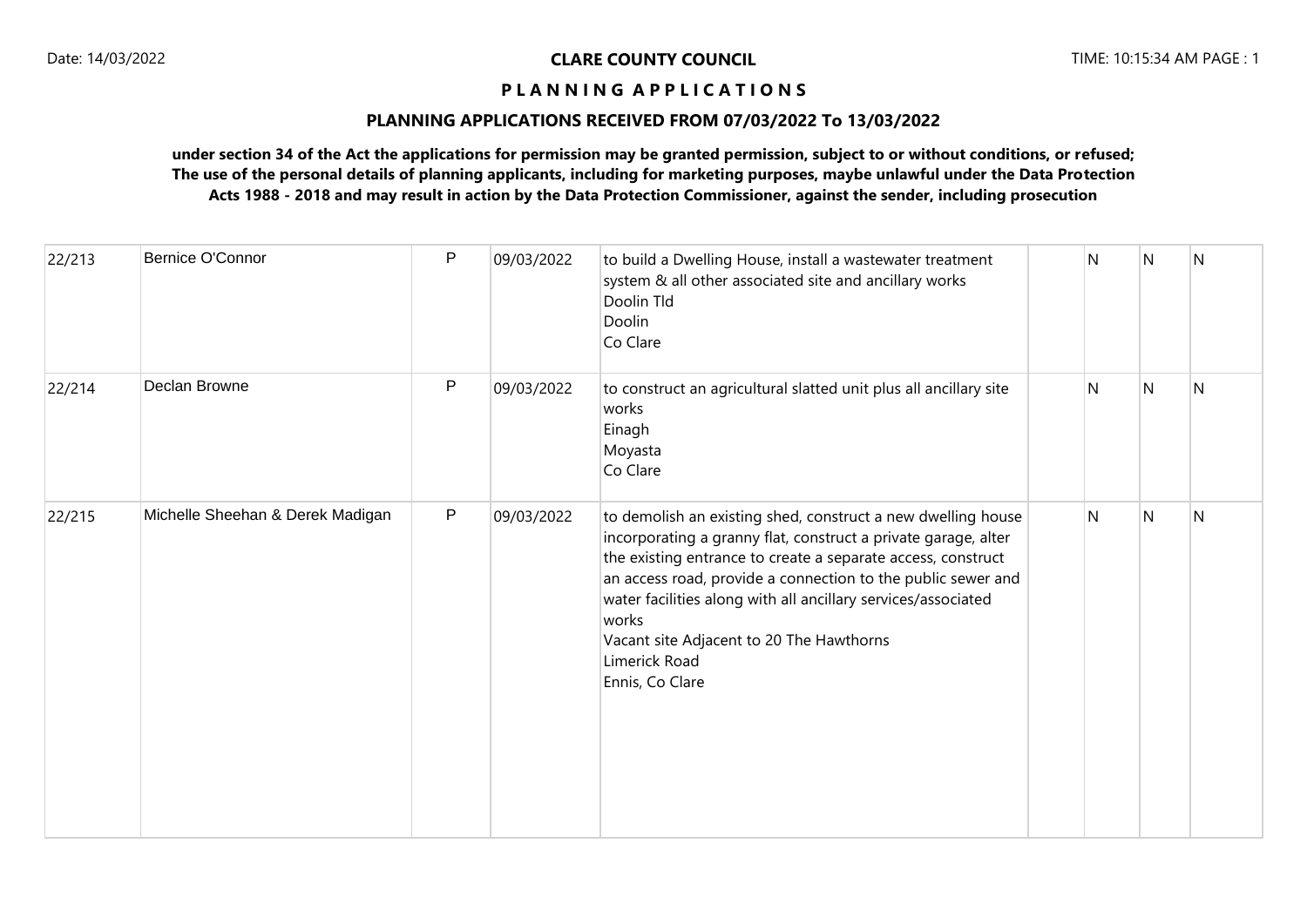**CLARE COUNTY COUNCIL**

**P L A N N I N G A P P L I C A T I O N S**

**PLANNING APPLICATIONS RECEIVED FROM 07/03/2022 To 13/03/2022**

**under section 34 of the Act the applications for permission may be granted permission, subject to or without conditions, or refused; The use of the personal details of planning applicants, including for marketing purposes, maybe unlawful under the Data Protection Acts 1988 - 2018 and may result in action by the Data Protection Commissioner, against the sender, including prosecution**

| | | | | | | | | |
|---|---|---|---|---|---|---|---|---|
| 22/213 | Bernice O'Connor | P | 09/03/2022 | to build a Dwelling House, install a wastewater treatment system & all other associated site and ancillary works<br>Doolin Tld<br>Doolin<br>Co Clare | | N | N | N |
| 22/214 | Declan Browne | P | 09/03/2022 | to construct an agricultural slatted unit plus all ancillary site works<br>Einagh<br>Moyasta<br>Co Clare | | N | N | N |
| 22/215 | Michelle Sheehan & Derek Madigan | P | 09/03/2022 | to demolish an existing shed, construct a new dwelling house incorporating a granny flat, construct a private garage, alter the existing entrance to create a separate access, construct an access road, provide a connection to the public sewer and water facilities along with all ancillary services/associated works<br>Vacant site Adjacent to 20 The Hawthorns<br>Limerick Road<br>Ennis, Co Clare | | N | N | N |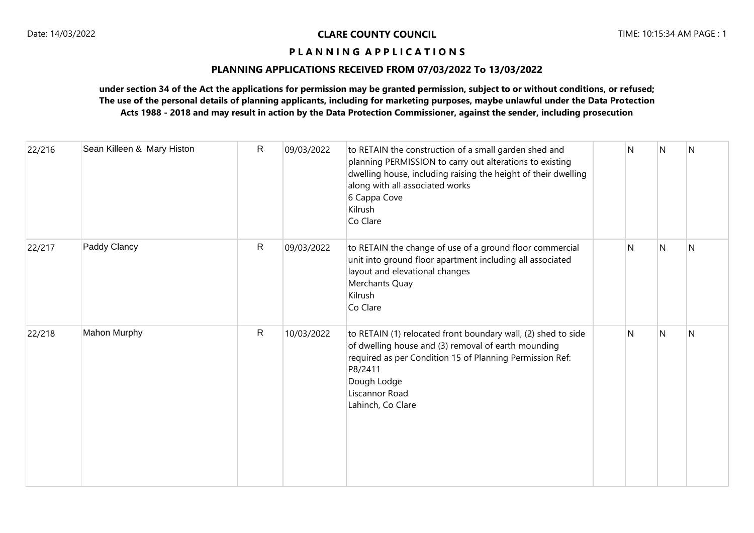**CLARE COUNTY COUNCIL**

**P L A N N I N G A P P L I C A T I O N S**

**PLANNING APPLICATIONS RECEIVED FROM 07/03/2022 To 13/03/2022**

**under section 34 of the Act the applications for permission may be granted permission, subject to or without conditions, or refused; The use of the personal details of planning applicants, including for marketing purposes, maybe unlawful under the Data Protection Acts 1988 - 2018 and may result in action by the Data Protection Commissioner, against the sender, including prosecution**

| | | | | | | | | |
|---|---|---|---|---|---|---|---|---|
| 22/216 | Sean Killeen & Mary Histon | R | 09/03/2022 | to RETAIN the construction of a small garden shed and planning PERMISSION to carry out alterations to existing dwelling house, including raising the height of their dwelling along with all associated works<br>6 Cappa Cove<br>Kilrush<br>Co Clare | | N | N | N |
| 22/217 | Paddy Clancy | R | 09/03/2022 | to RETAIN the change of use of a ground floor commercial unit into ground floor apartment including all associated layout and elevational changes<br>Merchants Quay<br>Kilrush<br>Co Clare | | N | N | N |
| 22/218 | Mahon Murphy | R | 10/03/2022 | to RETAIN (1) relocated front boundary wall, (2) shed to side of dwelling house and (3) removal of earth mounding required as per Condition 15 of Planning Permission Ref: P8/2411<br>Dough Lodge<br>Liscannor Road<br>Lahinch, Co Clare | | N | N | N |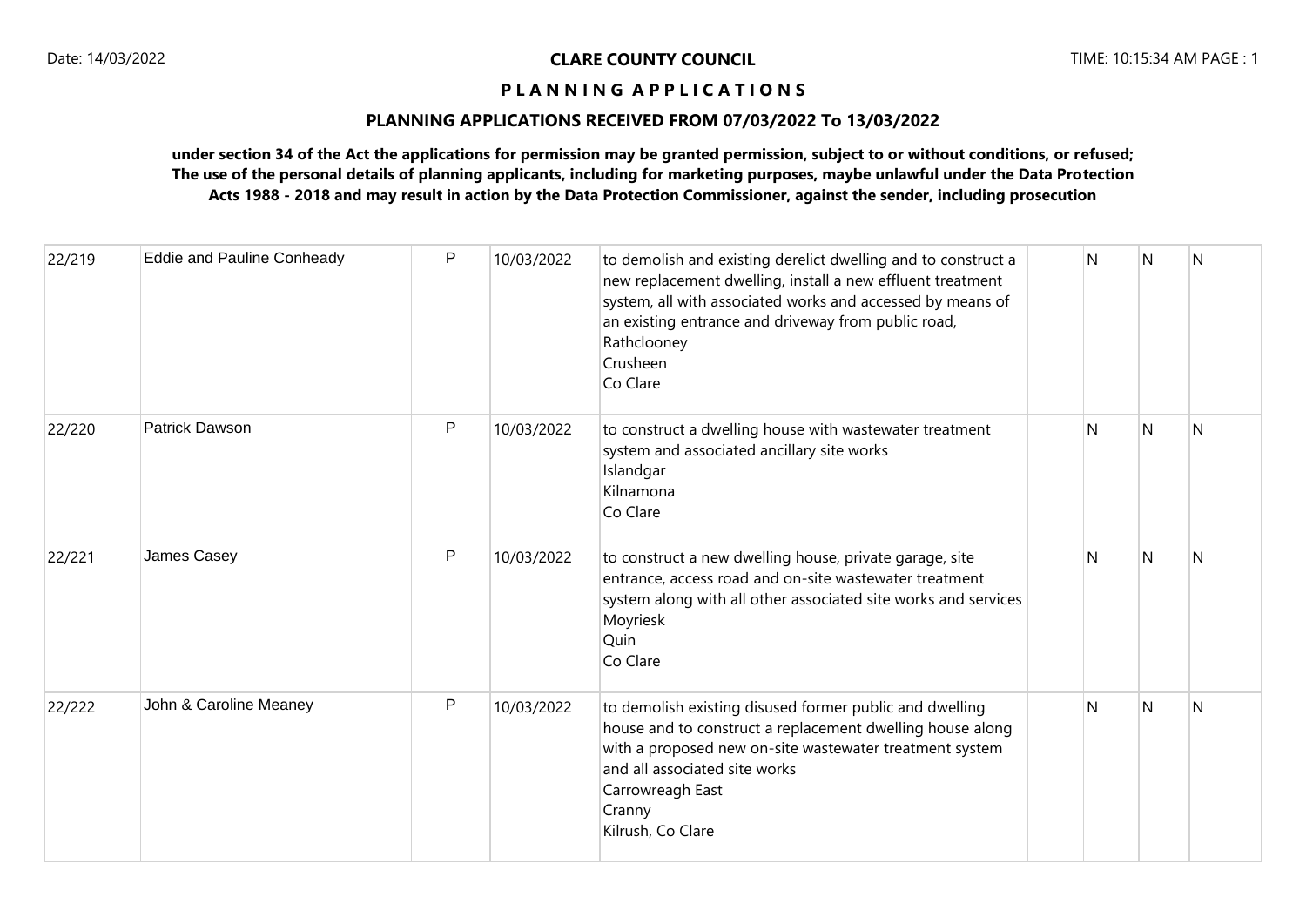**CLARE COUNTY COUNCIL**

**P L A N N I N G A P P L I C A T I O N S**

**PLANNING APPLICATIONS RECEIVED FROM 07/03/2022 To 13/03/2022**

**under section 34 of the Act the applications for permission may be granted permission, subject to or without conditions, or refused; The use of the personal details of planning applicants, including for marketing purposes, maybe unlawful under the Data Protection Acts 1988 - 2018 and may result in action by the Data Protection Commissioner, against the sender, including prosecution**

| | | | | | | | | |
|---|---|---|---|---|---|---|---|---|
| 22/219 | Eddie and Pauline Conheady | P | 10/03/2022 | to demolish and existing derelict dwelling and to construct a new replacement dwelling, install a new effluent treatment system, all with associated works and accessed by means of an existing entrance and driveway from public road, Rathclooney Crusheen Co Clare | | N | N | N |
| 22/220 | Patrick Dawson | P | 10/03/2022 | to construct a dwelling house with wastewater treatment system and associated ancillary site works Islandgar Kilnamona Co Clare | | N | N | N |
| 22/221 | James Casey | P | 10/03/2022 | to construct a new dwelling house, private garage, site entrance, access road and on-site wastewater treatment system along with all other associated site works and services Moyriesk Quin Co Clare | | N | N | N |
| 22/222 | John & Caroline Meaney | P | 10/03/2022 | to demolish existing disused former public and dwelling house and to construct a replacement dwelling house along with a proposed new on-site wastewater treatment system and all associated site works Carrowreagh East Cranny Kilrush, Co Clare | | N | N | N |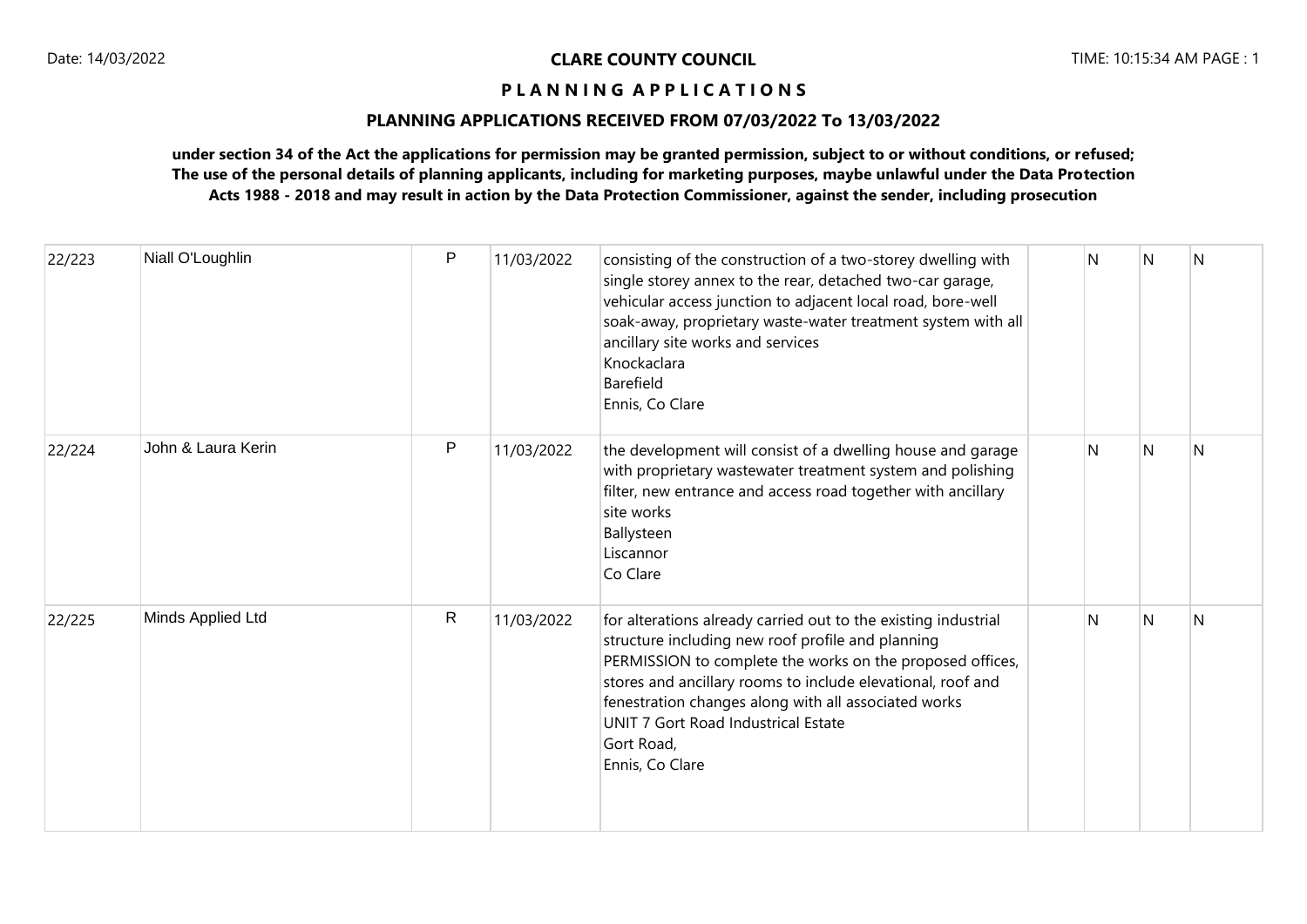**CLARE COUNTY COUNCIL**

**P L A N N I N G A P P L I C A T I O N S**

**PLANNING APPLICATIONS RECEIVED FROM 07/03/2022 To 13/03/2022**

**under section 34 of the Act the applications for permission may be granted permission, subject to or without conditions, or refused; The use of the personal details of planning applicants, including for marketing purposes, maybe unlawful under the Data Protection Acts 1988 - 2018 and may result in action by the Data Protection Commissioner, against the sender, including prosecution**

| | | | | | | | | |
|---|---|---|---|---|---|---|---|---|
| 22/223 | Niall O'Loughlin | P | 11/03/2022 | consisting of the construction of a two-storey dwelling with single storey annex to the rear, detached two-car garage, vehicular access junction to adjacent local road, bore-well soak-away, proprietary waste-water treatment system with all ancillary site works and services<br>Knockaclara<br>Barefield<br>Ennis, Co Clare | | N | N | N |
| 22/224 | John & Laura Kerin | P | 11/03/2022 | the development will consist of a dwelling house and garage with proprietary wastewater treatment system and polishing filter, new entrance and access road together with ancillary site works<br>Ballysteen<br>Liscannor<br>Co Clare | | N | N | N |
| 22/225 | Minds Applied Ltd | R | 11/03/2022 | for alterations already carried out to the existing industrial structure including new roof profile and planning PERMISSION to complete the works on the proposed offices, stores and ancillary rooms to include elevational, roof and fenestration changes along with all associated works<br>UNIT 7 Gort Road Industrical Estate<br>Gort Road,<br>Ennis, Co Clare | | N | N | N |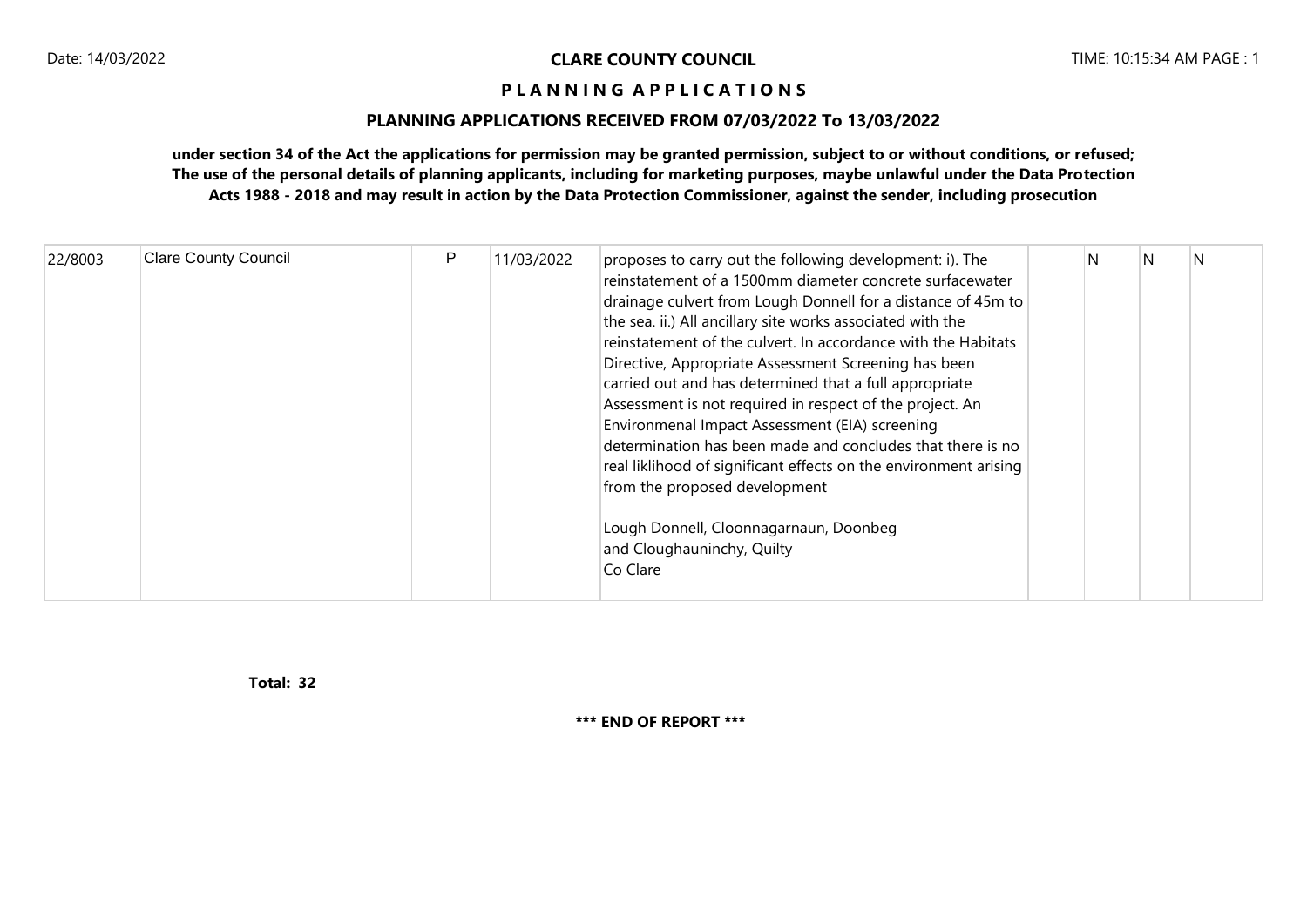**CLARE COUNTY COUNCIL**

**P L A N N I N G A P P L I C A T I O N S**

**PLANNING APPLICATIONS RECEIVED FROM 07/03/2022 To 13/03/2022**

**under section 34 of the Act the applications for permission may be granted permission, subject to or without conditions, or refused; The use of the personal details of planning applicants, including for marketing purposes, maybe unlawful under the Data Protection Acts 1988 - 2018 and may result in action by the Data Protection Commissioner, against the sender, including prosecution**

| | | | | | | | | |
|---|---|---|---|---|---|---|---|---|
| 22/8003 | Clare County Council | P | 11/03/2022 | proposes to carry out the following development: i). The reinstatement of a 1500mm diameter concrete surfacewater drainage culvert from Lough Donnell for a distance of 45m to the sea. ii.) All ancillary site works associated with the reinstatement of the culvert. In accordance with the Habitats Directive, Appropriate Assessment Screening has been carried out and has determined that a full appropriate Assessment is not required in respect of the project. An Environmenal Impact Assessment (EIA) screening determination has been made and concludes that there is no real liklihood of significant effects on the environment arising from the proposed development<br><br>Lough Donnell, Cloonnagarnaun, Doonbeg<br>and Cloughauninchy, Quilty<br>Co Clare | | N | N | N |

**Total: 32**

**\*\*\* END OF REPORT \*\*\***